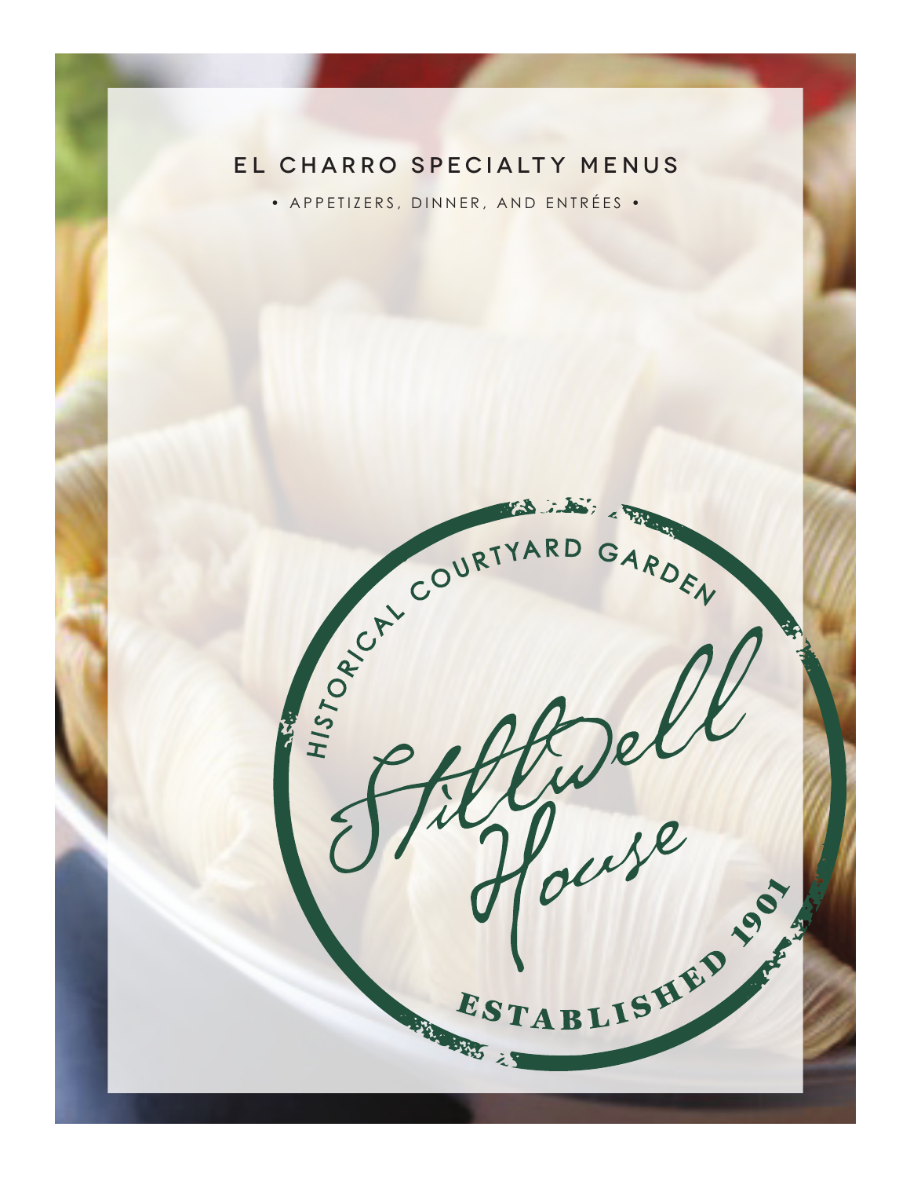# EL CHARRO SPECIALTY MENUS

• APPETIZERS, DINNER, AND ENTRÉES •

HISTORICAL COURTYARD GARDEN

Stillwell House

ESTABLISHED 1901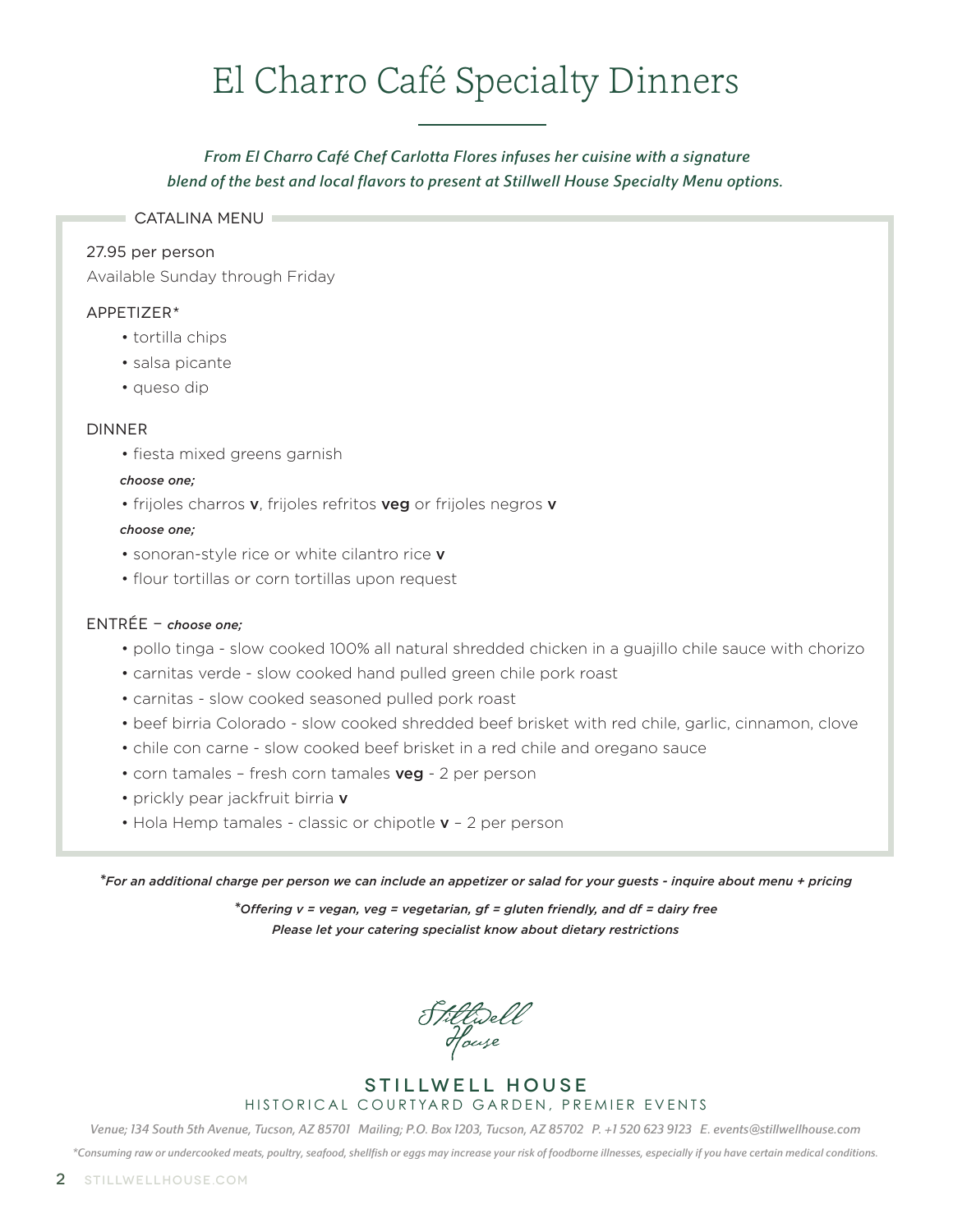# El Charro Café Specialty Dinners

*From El Charro Café Chef Carlotta Flores infuses her cuisine with a signature blend of the best and local flavors to present at Stillwell House Specialty Menu options.*

## CATALINA MENU

27.95 per person

Available Sunday through Friday

### APPETIZER*

- tortilla chips
- salsa picante
- queso dip

### DINNER

- fiesta mixed greens garnish

***choose one;***

- frijoles charros **v**, frijoles refritos **veg** or frijoles negros **v**

***choose one;***

- sonoran-style rice or white cilantro rice **v**
- flour tortillas or corn tortillas upon request

### ENTRÉE – *choose one;*

- pollo tinga - slow cooked 100% all natural shredded chicken in a guajillo chile sauce with chorizo
- carnitas verde - slow cooked hand pulled green chile pork roast
- carnitas - slow cooked seasoned pulled pork roast
- beef birria Colorado - slow cooked shredded beef brisket with red chile, garlic, cinnamon, clove
- chile con carne - slow cooked beef brisket in a red chile and oregano sauce
- corn tamales – fresh corn tamales **veg** - 2 per person
- prickly pear jackfruit birria **v**
- Hola Hemp tamales - classic or chipotle **v** – 2 per person

****For an additional charge per person we can include an appetizer or salad for your guests - inquire about menu + pricing***

****Offering v = vegan, veg = vegetarian, gf = gluten friendly, and df = dairy free***
***Please let your catering specialist know about dietary restrictions***

Stillwell House

**STILLWELL HOUSE**
HISTORICAL COURTYARD GARDEN, PREMIER EVENTS

*Venue; 134 South 5th Avenue, Tucson, AZ 85701 Mailing; P.O. Box 1203, Tucson, AZ 85702 P. +1 520 623 9123 E. events@stillwellhouse.com*

**Consuming raw or undercooked meats, poultry, seafood, shellfish or eggs may increase your risk of foodborne illnesses, especially if you have certain medical conditions.*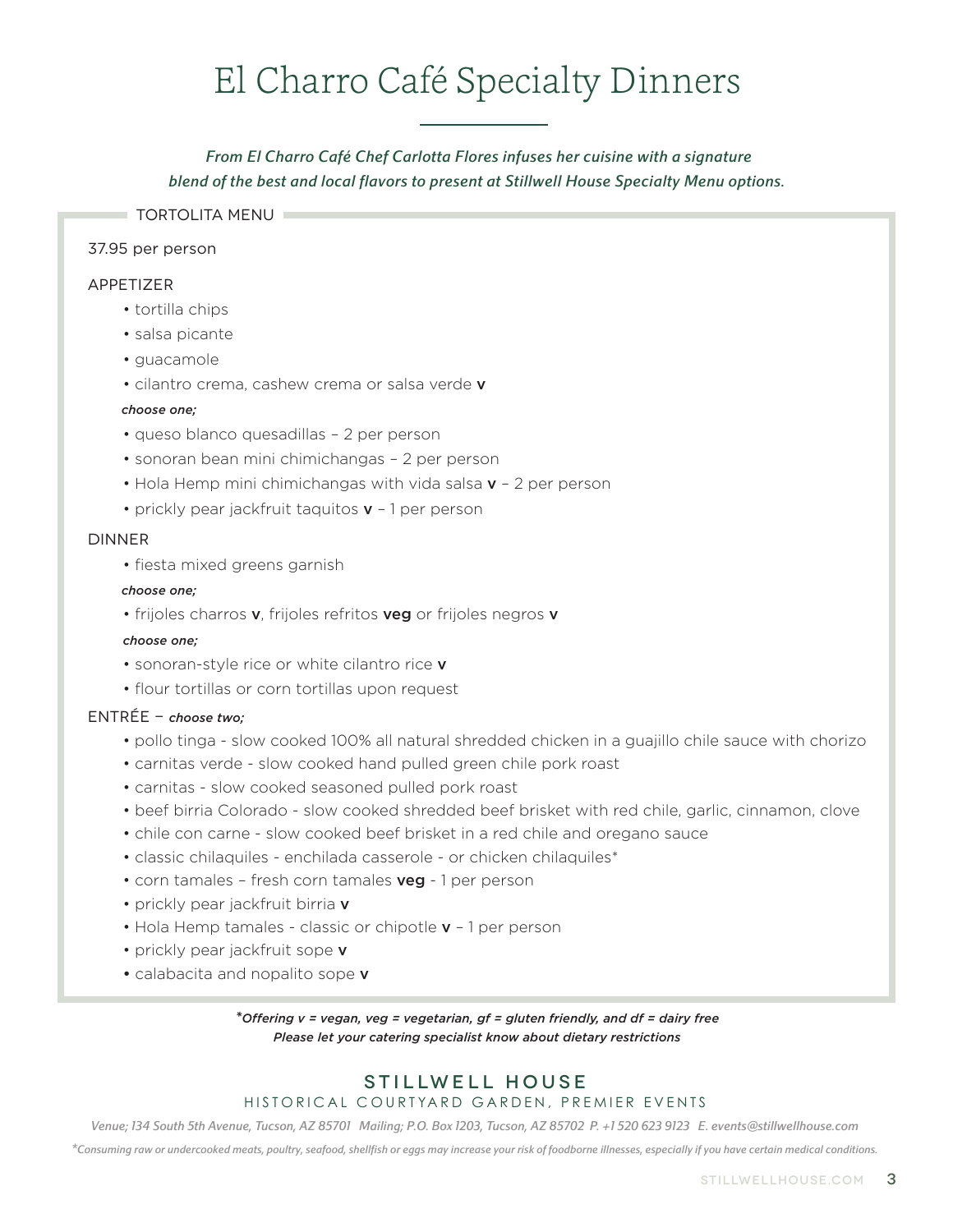# El Charro Café Specialty Dinners

*From El Charro Café Chef Carlotta Flores infuses her cuisine with a signature blend of the best and local flavors to present at Stillwell House Specialty Menu options.*

## TORTOLITA MENU

37.95 per person

### APPETIZER

- tortilla chips
- salsa picante
- guacamole
- cilantro crema, cashew crema or salsa verde **v**

***choose one;***

- queso blanco quesadillas – 2 per person
- sonoran bean mini chimichangas – 2 per person
- Hola Hemp mini chimichangas with vida salsa **v** – 2 per person
- prickly pear jackfruit taquitos **v** – 1 per person

### DINNER

- fiesta mixed greens garnish

***choose one;***

- frijoles charros **v**, frijoles refritos **veg** or frijoles negros **v**

***choose one;***

- sonoran-style rice or white cilantro rice **v**
- flour tortillas or corn tortillas upon request

### ENTRÉE – *choose two;*

- pollo tinga - slow cooked 100% all natural shredded chicken in a guajillo chile sauce with chorizo
- carnitas verde - slow cooked hand pulled green chile pork roast
- carnitas - slow cooked seasoned pulled pork roast
- beef birria Colorado - slow cooked shredded beef brisket with red chile, garlic, cinnamon, clove
- chile con carne - slow cooked beef brisket in a red chile and oregano sauce
- classic chilaquiles - enchilada casserole - or chicken chilaquiles*
- corn tamales – fresh corn tamales **veg** - 1 per person
- prickly pear jackfruit birria **v**
- Hola Hemp tamales - classic or chipotle **v** – 1 per person
- prickly pear jackfruit sope **v**
- calabacita and nopalito sope **v**

****Offering v = vegan, veg = vegetarian, gf = gluten friendly, and df = dairy free***
***Please let your catering specialist know about dietary restrictions***

**STILLWELL HOUSE**
HISTORICAL COURTYARD GARDEN, PREMIER EVENTS

*Venue; 134 South 5th Avenue, Tucson, AZ 85701 Mailing; P.O. Box 1203, Tucson, AZ 85702 P. +1 520 623 9123 E. events@stillwellhouse.com*

**Consuming raw or undercooked meats, poultry, seafood, shellfish or eggs may increase your risk of foodborne illnesses, especially if you have certain medical conditions.*

STILLWELLHOUSE.COM